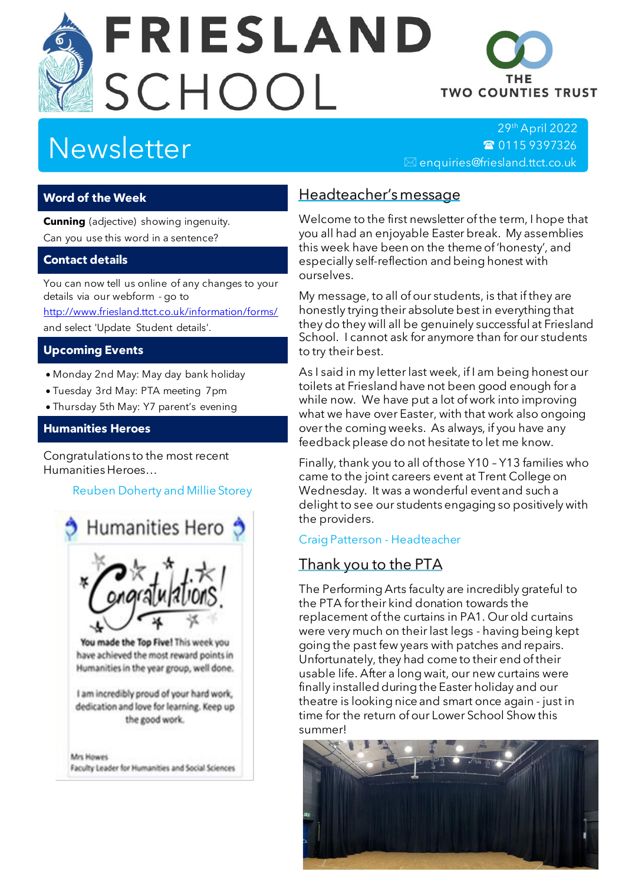# FRIESLAND SCHOOL

THE TWO COUNTIES TRUST

## Newsletter

29th April 2022
☎ 0115 9397326
✉ enquiries@friesland.ttct.co.uk

### Word of the Week

**Cunning** (adjective) showing ingenuity.
Can you use this word in a sentence?

### Contact details

You can now tell us online of any changes to your details via our webform - go to http://www.friesland.ttct.co.uk/information/forms/ and select 'Update Student details'.

### Upcoming Events

- Monday 2nd May: May day bank holiday
- Tuesday 3rd May: PTA meeting 7pm
- Thursday 5th May: Y7 parent's evening

### Humanities Heroes

Congratulations to the most recent Humanities Heroes…

Reuben Doherty and Millie Storey

Humanities Hero

Congratulations!

**You made the Top Five!** This week you have achieved the most reward points in Humanities in the year group, well done.

I am incredibly proud of your hard work, dedication and love for learning. Keep up the good work.

Mrs Howes
Faculty Leader for Humanities and Social Sciences

## Headteacher's message

Welcome to the first newsletter of the term, I hope that you all had an enjoyable Easter break. My assemblies this week have been on the theme of 'honesty', and especially self-reflection and being honest with ourselves.

My message, to all of our students, is that if they are honestly trying their absolute best in everything that they do they will all be genuinely successful at Friesland School. I cannot ask for anymore than for our students to try their best.

As I said in my letter last week, if I am being honest our toilets at Friesland have not been good enough for a while now. We have put a lot of work into improving what we have over Easter, with that work also ongoing over the coming weeks. As always, if you have any feedback please do not hesitate to let me know.

Finally, thank you to all of those Y10 – Y13 families who came to the joint careers event at Trent College on Wednesday. It was a wonderful event and such a delight to see our students engaging so positively with the providers.

Craig Patterson - Headteacher

## Thank you to the PTA

The Performing Arts faculty are incredibly grateful to the PTA for their kind donation towards the replacement of the curtains in PA1. Our old curtains were very much on their last legs - having being kept going the past few years with patches and repairs. Unfortunately, they had come to their end of their usable life. After a long wait, our new curtains were finally installed during the Easter holiday and our theatre is looking nice and smart once again - just in time for the return of our Lower School Show this summer!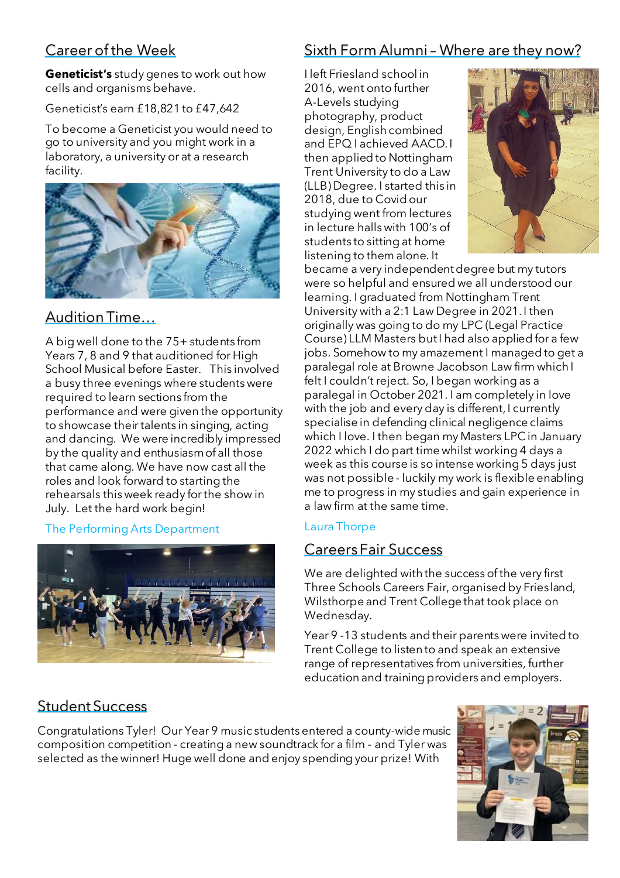## Career of the Week

**Geneticist's** study genes to work out how cells and organisms behave.

Geneticist's earn £18,821 to £47,642

To become a Geneticist you would need to go to university and you might work in a laboratory, a university or at a research facility.

## Audition Time…

A big well done to the 75+ students from Years 7, 8 and 9 that auditioned for High School Musical before Easter. This involved a busy three evenings where students were required to learn sections from the performance and were given the opportunity to showcase their talents in singing, acting and dancing. We were incredibly impressed by the quality and enthusiasm of all those that came along. We have now cast all the roles and look forward to starting the rehearsals this week ready for the show in July. Let the hard work begin!

The Performing Arts Department

## Sixth Form Alumni – Where are they now?

I left Friesland school in 2016, went onto further A-Levels studying photography, product design, English combined and EPQ I achieved AACD. I then applied to Nottingham Trent University to do a Law (LLB) Degree. I started this in 2018, due to Covid our studying went from lectures in lecture halls with 100's of students to sitting at home listening to them alone. It became a very independent degree but my tutors were so helpful and ensured we all understood our learning. I graduated from Nottingham Trent University with a 2:1 Law Degree in 2021. I then originally was going to do my LPC (Legal Practice Course) LLM Masters but I had also applied for a few jobs. Somehow to my amazement I managed to get a paralegal role at Browne Jacobson Law firm which I felt I couldn't reject. So, I began working as a paralegal in October 2021. I am completely in love with the job and every day is different, I currently specialise in defending clinical negligence claims which I love. I then began my Masters LPC in January 2022 which I do part time whilst working 4 days a week as this course is so intense working 5 days just was not possible - luckily my work is flexible enabling me to progress in my studies and gain experience in a law firm at the same time.

Laura Thorpe

## Careers Fair Success

We are delighted with the success of the very first Three Schools Careers Fair, organised by Friesland, Wilsthorpe and Trent College that took place on Wednesday.

Year 9 -13 students and their parents were invited to Trent College to listen to and speak an extensive range of representatives from universities, further education and training providers and employers.

## Student Success

Congratulations Tyler! Our Year 9 music students entered a county-wide music composition competition - creating a new soundtrack for a film - and Tyler was selected as the winner! Huge well done and enjoy spending your prize! With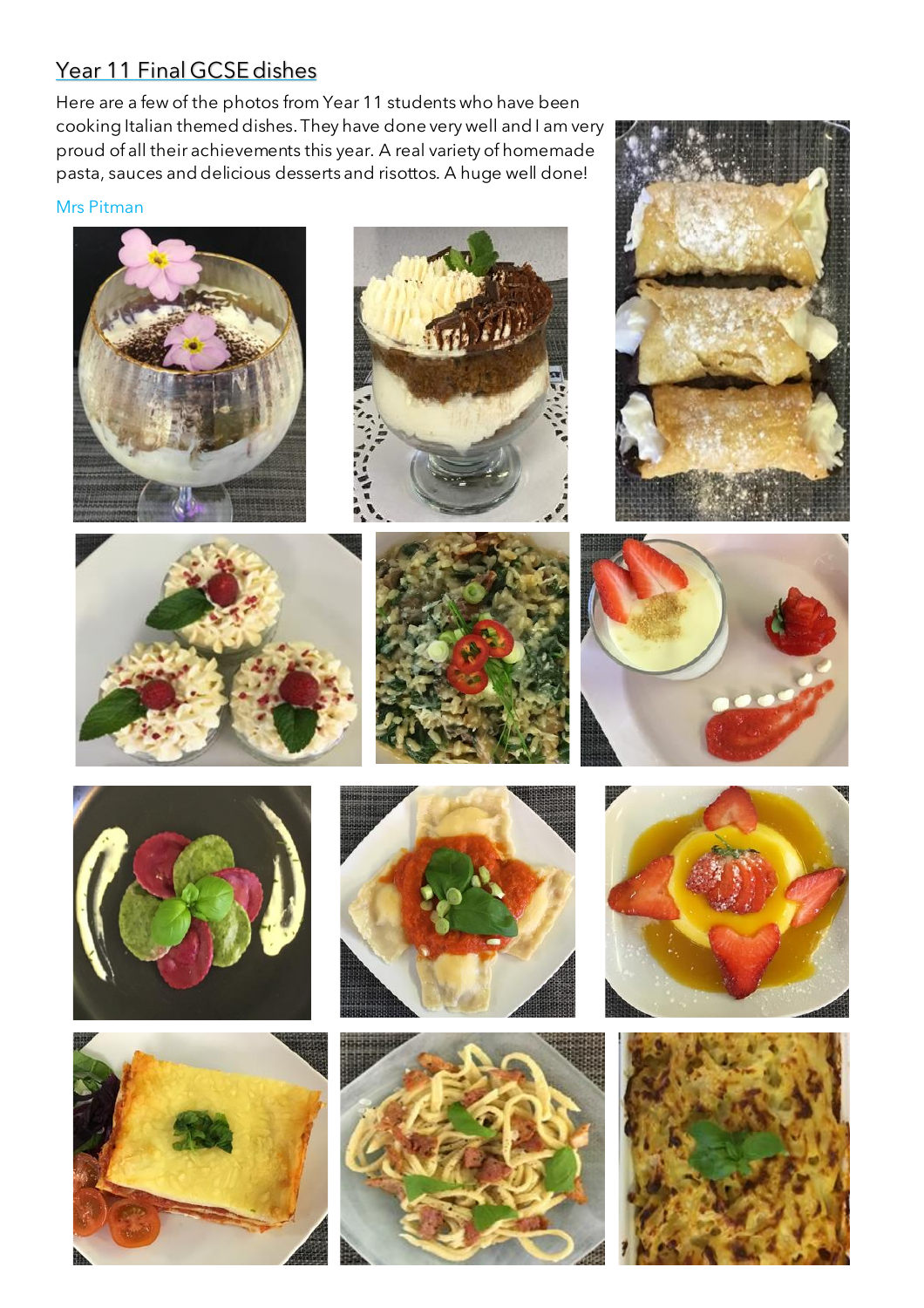## Year 11 Final GCSE dishes

Here are a few of the photos from Year 11 students who have been cooking Italian themed dishes. They have done very well and I am very proud of all their achievements this year. A real variety of homemade pasta, sauces and delicious desserts and risottos. A huge well done!

Mrs Pitman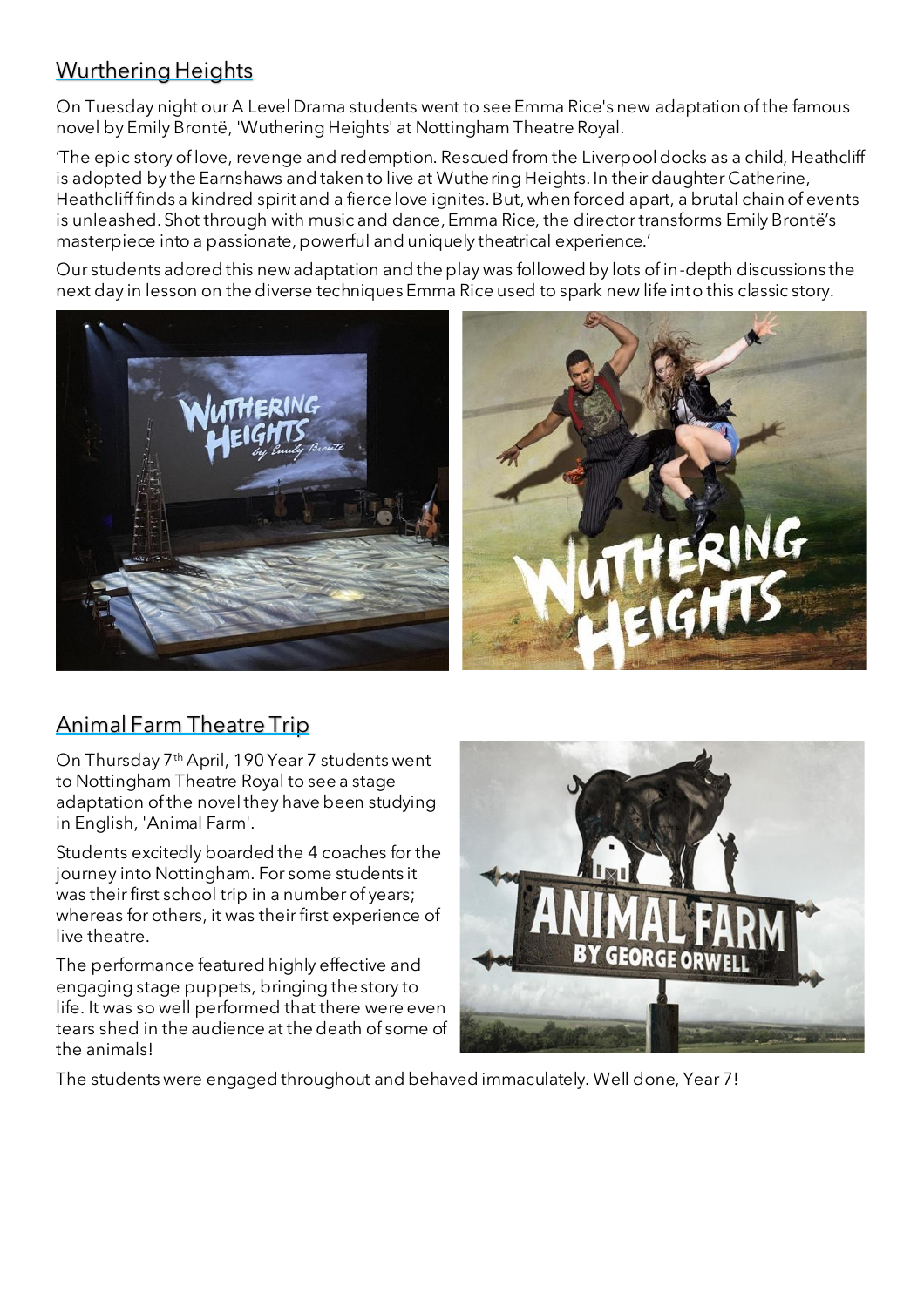## Wurthering Heights

On Tuesday night our A Level Drama students went to see Emma Rice's new adaptation of the famous novel by Emily Brontë, 'Wuthering Heights' at Nottingham Theatre Royal.

'The epic story of love, revenge and redemption. Rescued from the Liverpool docks as a child, Heathcliff is adopted by the Earnshaws and taken to live at Wuthering Heights. In their daughter Catherine, Heathcliff finds a kindred spirit and a fierce love ignites. But, when forced apart, a brutal chain of events is unleashed. Shot through with music and dance, Emma Rice, the director transforms Emily Brontë's masterpiece into a passionate, powerful and uniquely theatrical experience.'

Our students adored this new adaptation and the play was followed by lots of in-depth discussions the next day in lesson on the diverse techniques Emma Rice used to spark new life into this classic story.

## Animal Farm Theatre Trip

On Thursday 7th April, 190 Year 7 students went to Nottingham Theatre Royal to see a stage adaptation of the novel they have been studying in English, 'Animal Farm'.

Students excitedly boarded the 4 coaches for the journey into Nottingham. For some students it was their first school trip in a number of years; whereas for others, it was their first experience of live theatre.

The performance featured highly effective and engaging stage puppets, bringing the story to life. It was so well performed that there were even tears shed in the audience at the death of some of the animals!

The students were engaged throughout and behaved immaculately. Well done, Year 7!